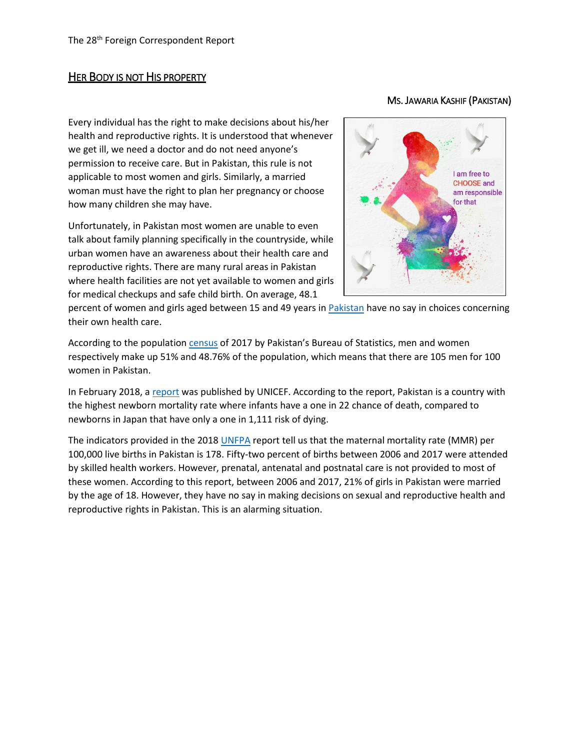The 28th Foreign Correspondent Report

## Her Body is not His property

Ms. Jawaria Kashif (Pakistan)

Every individual has the right to make decisions about his/her health and reproductive rights. It is understood that whenever we get ill, we need a doctor and do not need anyone's permission to receive care. But in Pakistan, this rule is not applicable to most women and girls. Similarly, a married woman must have the right to plan her pregnancy or choose how many children she may have.

Unfortunately, in Pakistan most women are unable to even talk about family planning specifically in the countryside, while urban women have an awareness about their health care and reproductive rights. There are many rural areas in Pakistan where health facilities are not yet available to women and girls for medical checkups and safe child birth. On average, 48.1 percent of women and girls aged between 15 and 49 years in Pakistan have no say in choices concerning their own health care.

According to the population census of 2017 by Pakistan's Bureau of Statistics, men and women respectively make up 51% and 48.76% of the population, which means that there are 105 men for 100 women in Pakistan.

In February 2018, a report was published by UNICEF. According to the report, Pakistan is a country with the highest newborn mortality rate where infants have a one in 22 chance of death, compared to newborns in Japan that have only a one in 1,111 risk of dying.

The indicators provided in the 2018 UNFPA report tell us that the maternal mortality rate (MMR) per 100,000 live births in Pakistan is 178. Fifty-two percent of births between 2006 and 2017 were attended by skilled health workers. However, prenatal, antenatal and postnatal care is not provided to most of these women. According to this report, between 2006 and 2017, 21% of girls in Pakistan were married by the age of 18. However, they have no say in making decisions on sexual and reproductive health and reproductive rights in Pakistan. This is an alarming situation.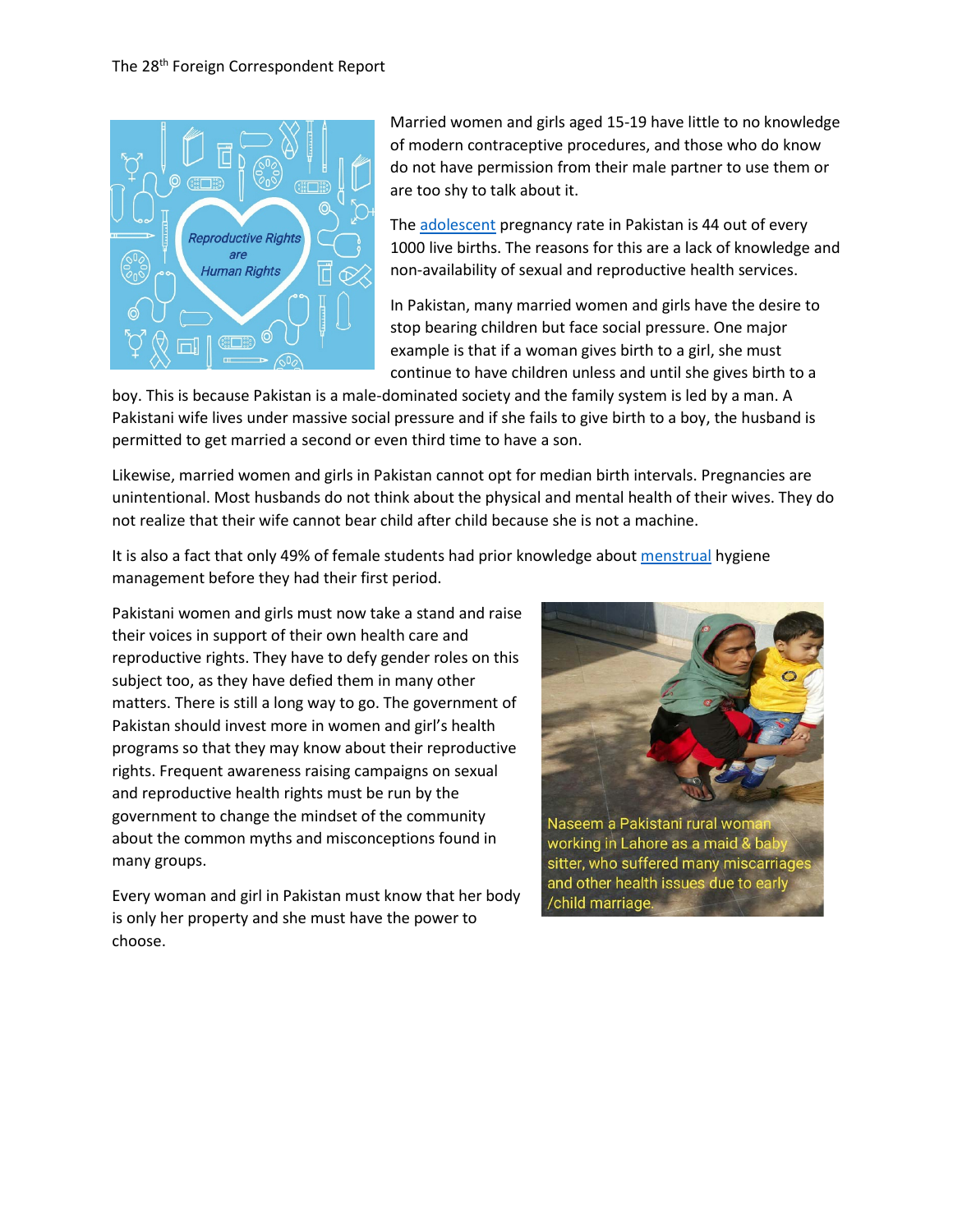Married women and girls aged 15-19 have little to no knowledge of modern contraceptive procedures, and those who do know do not have permission from their male partner to use them or are too shy to talk about it.

The adolescent pregnancy rate in Pakistan is 44 out of every 1000 live births. The reasons for this are a lack of knowledge and non-availability of sexual and reproductive health services.

In Pakistan, many married women and girls have the desire to stop bearing children but face social pressure. One major example is that if a woman gives birth to a girl, she must continue to have children unless and until she gives birth to a boy. This is because Pakistan is a male-dominated society and the family system is led by a man. A Pakistani wife lives under massive social pressure and if she fails to give birth to a boy, the husband is permitted to get married a second or even third time to have a son.

Likewise, married women and girls in Pakistan cannot opt for median birth intervals. Pregnancies are unintentional. Most husbands do not think about the physical and mental health of their wives. They do not realize that their wife cannot bear child after child because she is not a machine.

It is also a fact that only 49% of female students had prior knowledge about menstrual hygiene management before they had their first period.

Pakistani women and girls must now take a stand and raise their voices in support of their own health care and reproductive rights. They have to defy gender roles on this subject too, as they have defied them in many other matters. There is still a long way to go. The government of Pakistan should invest more in women and girl's health programs so that they may know about their reproductive rights. Frequent awareness raising campaigns on sexual and reproductive health rights must be run by the government to change the mindset of the community about the common myths and misconceptions found in many groups.

Every woman and girl in Pakistan must know that her body is only her property and she must have the power to choose.

Naseem a Pakistani rural woman working in Lahore as a maid & baby sitter, who suffered many miscarriages and other health issues due to early /child marriage.